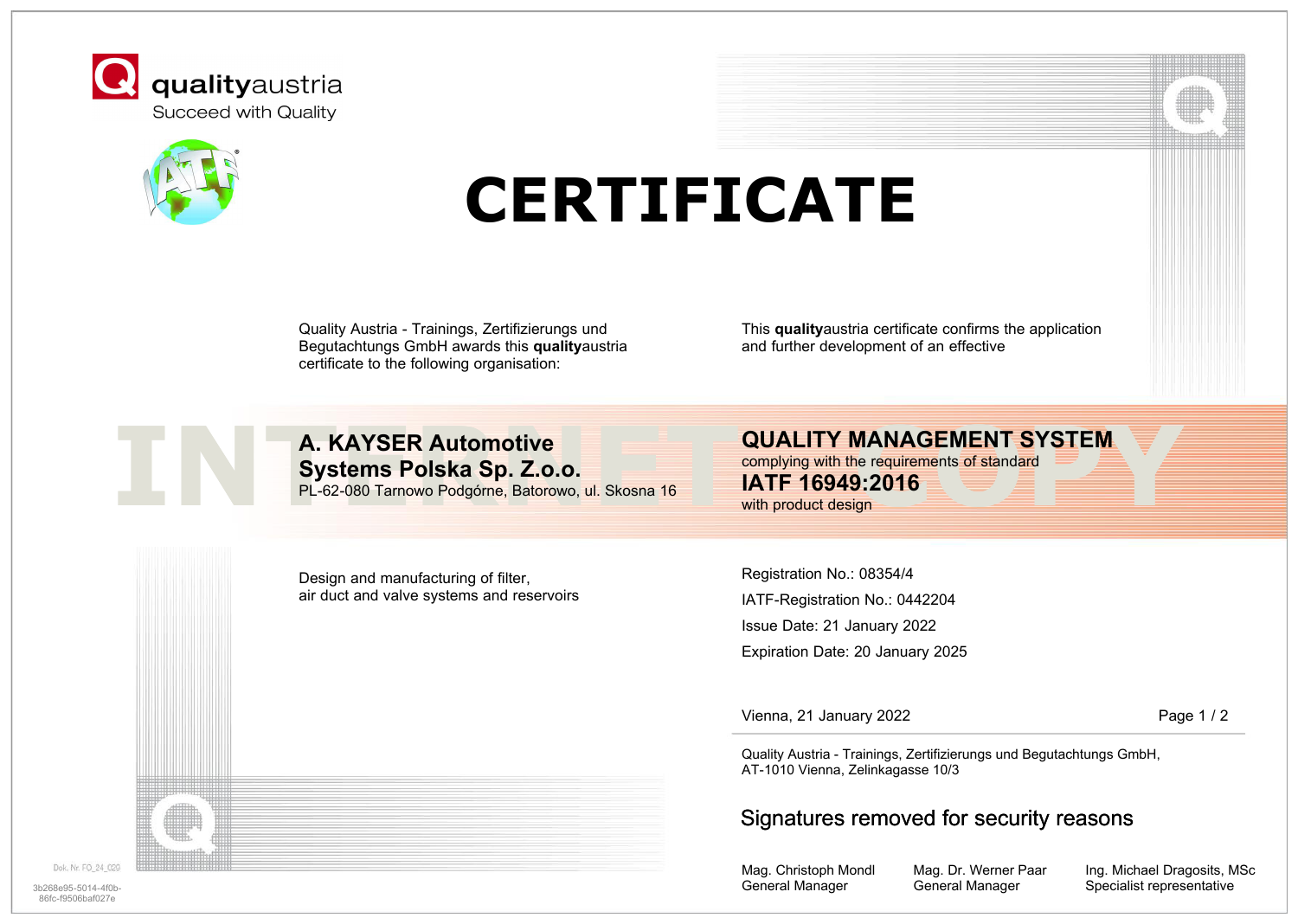qualityaustria
Succeed with Quality

# CERTIFICATE

Quality Austria - Trainings, Zertifizierungs und Begutachtungs GmbH awards this **quality**austria certificate to the following organisation:

**A. KAYSER Automotive Systems Polska Sp. Z.o.o.**
PL-62-080 Tarnowo Podgórne, Batorowo, ul. Skosna 16

This **quality**austria certificate confirms the application and further development of an effective

**QUALITY MANAGEMENT SYSTEM**
complying with the requirements of standard
**IATF 16949:2016**
with product design

INTERNET COPY

Design and manufacturing of filter, air duct and valve systems and reservoirs

Registration No.: 08354/4

IATF-Registration No.: 0442204

Issue Date: 21 January 2022

Expiration Date: 20 January 2025

Vienna, 21 January 2022

Quality Austria - Trainings, Zertifizierungs und Begutachtungs GmbH,
AT-1010 Vienna, Zelinkagasse 10/3

Signatures removed for security reasons

| Mag. Christoph Mondl | Mag. Dr. Werner Paar | Ing. Michael Dragosits, MSc |
| --- | --- | --- |
| General Manager | General Manager | Specialist representative |

Dok. Nr. FO_24_020

3b268e95-5014-4f0b-86fc-f9506baf027e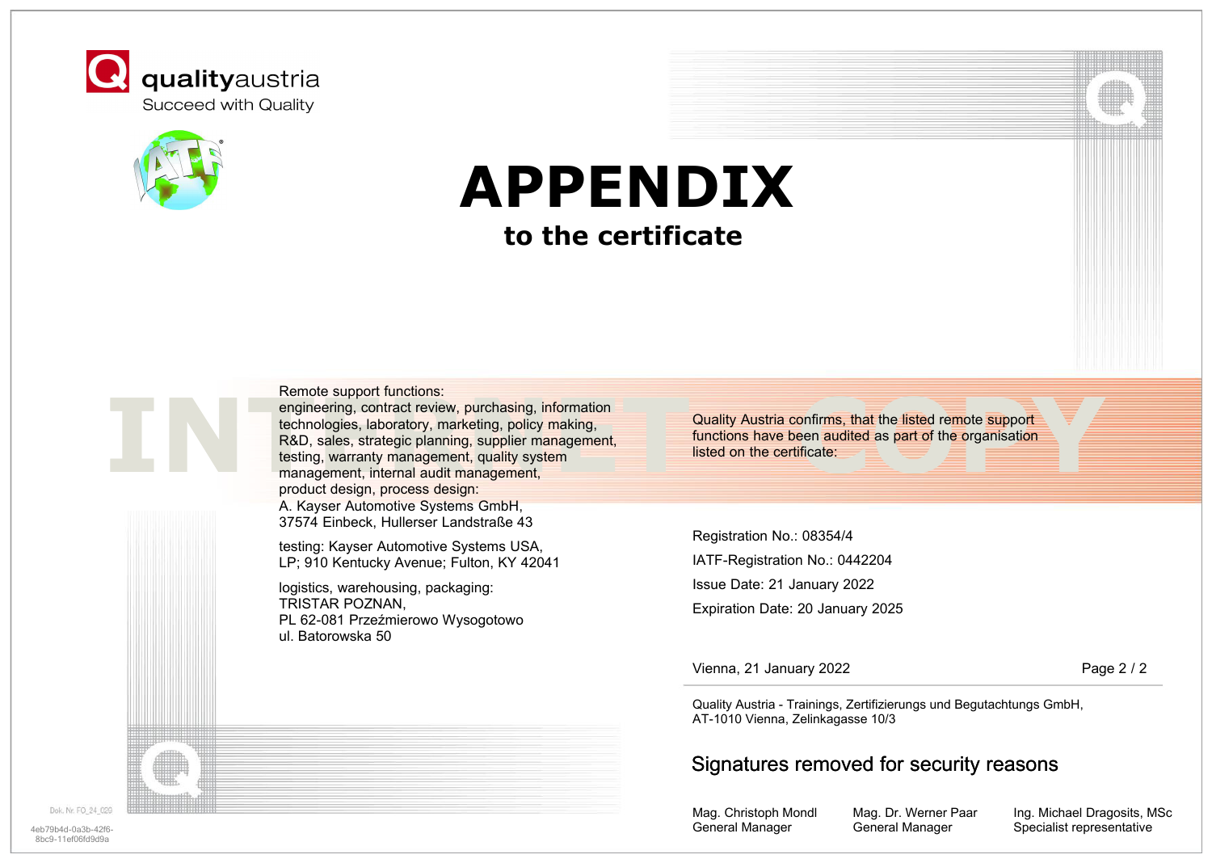qualityaustria
Succeed with Quality

# APPENDIX

## to the certificate

Remote support functions:
engineering, contract review, purchasing, information technologies, laboratory, marketing, policy making, R&D, sales, strategic planning, supplier management, testing, warranty management, quality system management, internal audit management, product design, process design:
A. Kayser Automotive Systems GmbH,
37574 Einbeck, Hullerser Landstraße 43

testing: Kayser Automotive Systems USA, LP; 910 Kentucky Avenue; Fulton, KY 42041

logistics, warehousing, packaging:
TRISTAR POZNAN,
PL 62-081 Przeźmierowo Wysogotowo
ul. Batorowska 50

Quality Austria confirms, that the listed remote support functions have been audited as part of the organisation listed on the certificate:

Registration No.: 08354/4

IATF-Registration No.: 0442204

Issue Date: 21 January 2022

Expiration Date: 20 January 2025

Vienna, 21 January 2022

Quality Austria - Trainings, Zertifizierungs und Begutachtungs GmbH,
AT-1010 Vienna, Zelinkagasse 10/3

Signatures removed for security reasons

| | | |
|---|---|---|
| Mag. Christoph Mondl<br>General Manager | Mag. Dr. Werner Paar<br>General Manager | Ing. Michael Dragosits, MSc<br>Specialist representative |

Dok. Nr. FO_24_029

4eb79b4d-0a3b-42f6-8bc9-11ef06fd9d9a